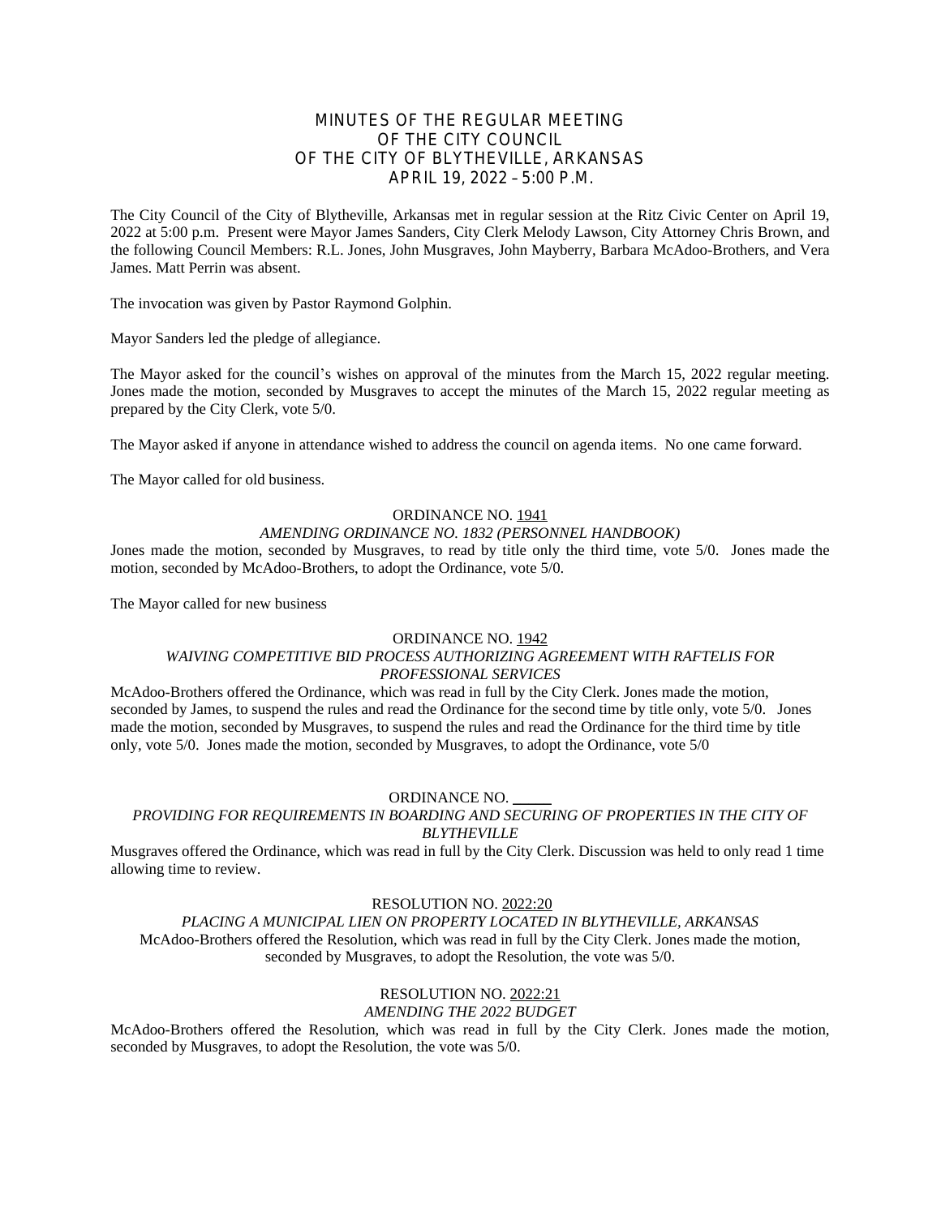# MINUTES OF THE REGULAR MEETING OF THE CITY COUNCIL OF THE CITY OF BLYTHEVILLE, ARKANSAS APRIL 19, 2022 – 5:00 P.M.

The City Council of the City of Blytheville, Arkansas met in regular session at the Ritz Civic Center on April 19, 2022 at 5:00 p.m. Present were Mayor James Sanders, City Clerk Melody Lawson, City Attorney Chris Brown, and the following Council Members: R.L. Jones, John Musgraves, John Mayberry, Barbara McAdoo-Brothers, and Vera James. Matt Perrin was absent.

The invocation was given by Pastor Raymond Golphin.

Mayor Sanders led the pledge of allegiance.

The Mayor asked for the council's wishes on approval of the minutes from the March 15, 2022 regular meeting. Jones made the motion, seconded by Musgraves to accept the minutes of the March 15, 2022 regular meeting as prepared by the City Clerk, vote 5/0.

The Mayor asked if anyone in attendance wished to address the council on agenda items. No one came forward.

The Mayor called for old business.

ORDINANCE NO. 1941

*AMENDING ORDINANCE NO. 1832 (PERSONNEL HANDBOOK)*

Jones made the motion, seconded by Musgraves, to read by title only the third time, vote 5/0. Jones made the motion, seconded by McAdoo-Brothers, to adopt the Ordinance, vote 5/0.

The Mayor called for new business

ORDINANCE NO. 1942

*WAIVING COMPETITIVE BID PROCESS AUTHORIZING AGREEMENT WITH RAFTELIS FOR PROFESSIONAL SERVICES*

McAdoo-Brothers offered the Ordinance, which was read in full by the City Clerk. Jones made the motion, seconded by James, to suspend the rules and read the Ordinance for the second time by title only, vote 5/0. Jones made the motion, seconded by Musgraves, to suspend the rules and read the Ordinance for the third time by title only, vote 5/0. Jones made the motion, seconded by Musgraves, to adopt the Ordinance, vote 5/0

ORDINANCE NO. _____

*PROVIDING FOR REQUIREMENTS IN BOARDING AND SECURING OF PROPERTIES IN THE CITY OF BLYTHEVILLE*

Musgraves offered the Ordinance, which was read in full by the City Clerk. Discussion was held to only read 1 time allowing time to review.

RESOLUTION NO. 2022:20

*PLACING A MUNICIPAL LIEN ON PROPERTY LOCATED IN BLYTHEVILLE, ARKANSAS*

McAdoo-Brothers offered the Resolution, which was read in full by the City Clerk. Jones made the motion, seconded by Musgraves, to adopt the Resolution, the vote was 5/0.

RESOLUTION NO. 2022:21

*AMENDING THE 2022 BUDGET*

McAdoo-Brothers offered the Resolution, which was read in full by the City Clerk. Jones made the motion, seconded by Musgraves, to adopt the Resolution, the vote was 5/0.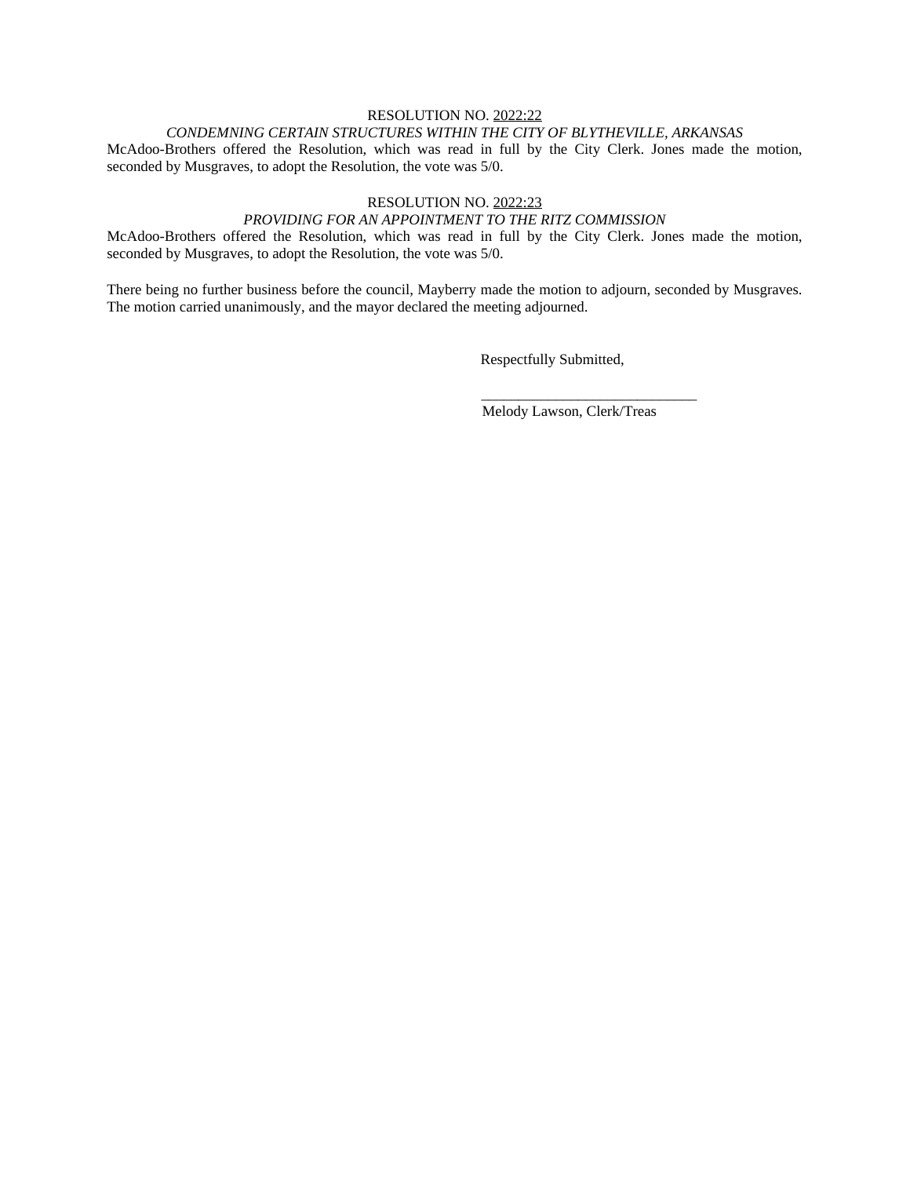RESOLUTION NO. 2022:22

*CONDEMNING CERTAIN STRUCTURES WITHIN THE CITY OF BLYTHEVILLE, ARKANSAS*

McAdoo-Brothers offered the Resolution, which was read in full by the City Clerk. Jones made the motion, seconded by Musgraves, to adopt the Resolution, the vote was 5/0.

RESOLUTION NO. 2022:23

*PROVIDING FOR AN APPOINTMENT TO THE RITZ COMMISSION*

McAdoo-Brothers offered the Resolution, which was read in full by the City Clerk. Jones made the motion, seconded by Musgraves, to adopt the Resolution, the vote was 5/0.

There being no further business before the council, Mayberry made the motion to adjourn, seconded by Musgraves. The motion carried unanimously, and the mayor declared the meeting adjourned.

Respectfully Submitted,

______________________________

Melody Lawson, Clerk/Treas